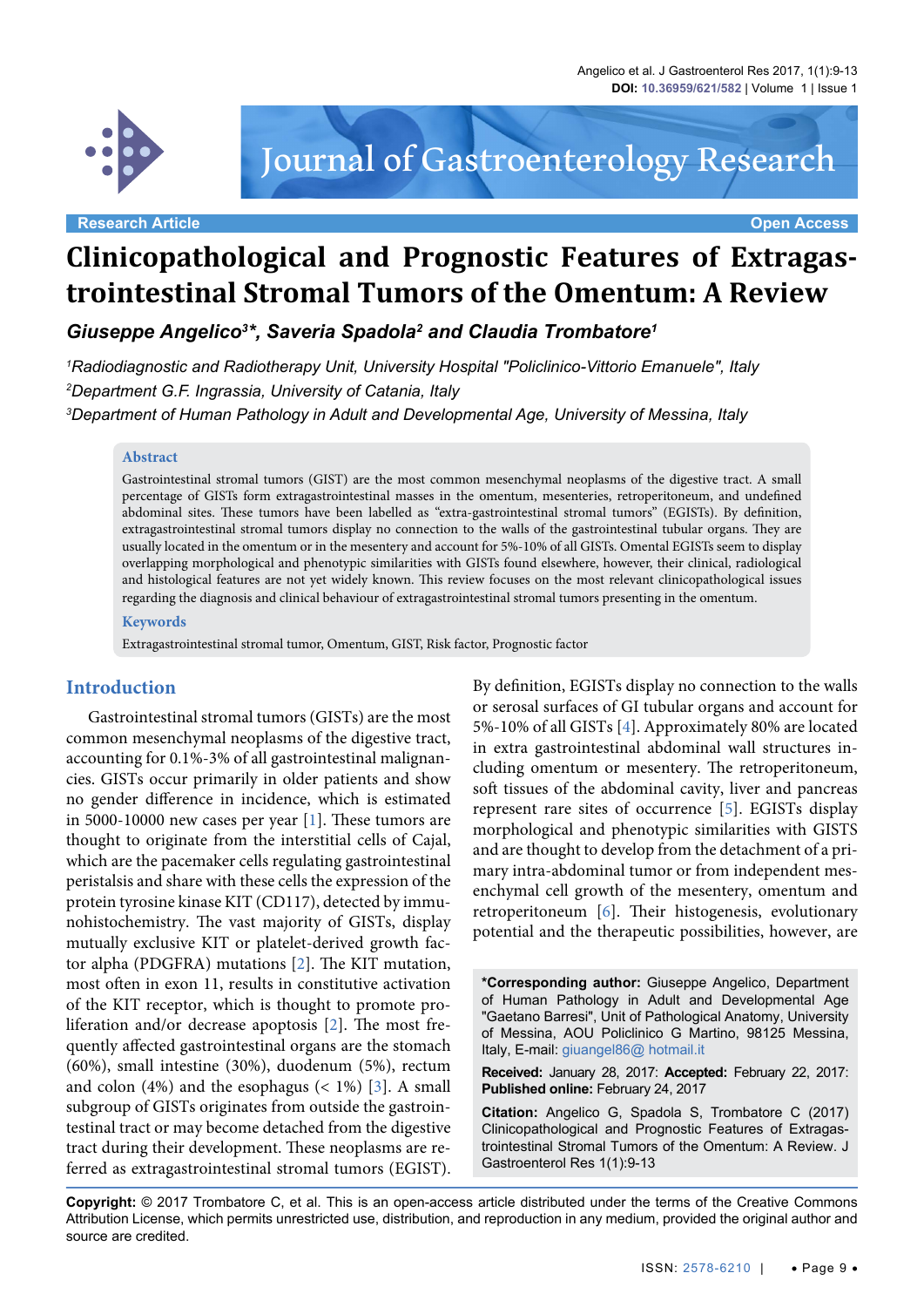Research Article

Open Access

# Clinicopathological and Prognostic Features of Extragastrointestinal Stromal Tumors of the Omentum: A Review

***Giuseppe Angelico[3]*, Saveria Spadola[2] and Claudia Trombatore[1]***

*[1]Radiodiagnostic and Radiotherapy Unit, University Hospital "Policlinico-Vittorio Emanuele", Italy*

*[2]Department G.F. Ingrassia, University of Catania, Italy*

*[3]Department of Human Pathology in Adult and Developmental Age, University of Messina, Italy*

## Abstract

Gastrointestinal stromal tumors (GIST) are the most common mesenchymal neoplasms of the digestive tract. A small percentage of GISTs form extragastrointestinal masses in the omentum, mesenteries, retroperitoneum, and undefined abdominal sites. These tumors have been labelled as "extra-gastrointestinal stromal tumors" (EGISTs). By definition, extragastrointestinal stromal tumors display no connection to the walls of the gastrointestinal tubular organs. They are usually located in the omentum or in the mesentery and account for 5%-10% of all GISTs. Omental EGISTs seem to display overlapping morphological and phenotypic similarities with GISTs found elsewhere, however, their clinical, radiological and histological features are not yet widely known. This review focuses on the most relevant clinicopathological issues regarding the diagnosis and clinical behaviour of extragastrointestinal stromal tumors presenting in the omentum.

## Keywords

Extragastrointestinal stromal tumor, Omentum, GIST, Risk factor, Prognostic factor

## Introduction

Gastrointestinal stromal tumors (GISTs) are the most common mesenchymal neoplasms of the digestive tract, accounting for 0.1%-3% of all gastrointestinal malignancies. GISTs occur primarily in older patients and show no gender difference in incidence, which is estimated in 5000-10000 new cases per year [1]. These tumors are thought to originate from the interstitial cells of Cajal, which are the pacemaker cells regulating gastrointestinal peristalsis and share with these cells the expression of the protein tyrosine kinase KIT (CD117), detected by immunohistochemistry. The vast majority of GISTs, display mutually exclusive KIT or platelet-derived growth factor alpha (PDGFRA) mutations [2]. The KIT mutation, most often in exon 11, results in constitutive activation of the KIT receptor, which is thought to promote proliferation and/or decrease apoptosis [2]. The most frequently affected gastrointestinal organs are the stomach (60%), small intestine (30%), duodenum (5%), rectum and colon (4%) and the esophagus (< 1%) [3]. A small subgroup of GISTs originates from outside the gastrointestinal tract or may become detached from the digestive tract during their development. These neoplasms are referred as extragastrointestinal stromal tumors (EGIST). By definition, EGISTs display no connection to the walls or serosal surfaces of GI tubular organs and account for 5%-10% of all GISTs [4]. Approximately 80% are located in extra gastrointestinal abdominal wall structures including omentum or mesentery. The retroperitoneum, soft tissues of the abdominal cavity, liver and pancreas represent rare sites of occurrence [5]. EGISTs display morphological and phenotypic similarities with GISTS and are thought to develop from the detachment of a primary intra-abdominal tumor or from independent mesenchymal cell growth of the mesentery, omentum and retroperitoneum [6]. Their histogenesis, evolutionary potential and the therapeutic possibilities, however, are

**\*Corresponding author:** Giuseppe Angelico, Department of Human Pathology in Adult and Developmental Age "Gaetano Barresi", Unit of Pathological Anatomy, University of Messina, AOU Policlinico G Martino, 98125 Messina, Italy, E-mail: giuangel86@ hotmail.it

**Received:** January 28, 2017: **Accepted:** February 22, 2017: **Published online:** February 24, 2017

**Citation:** Angelico G, Spadola S, Trombatore C (2017) Clinicopathological and Prognostic Features of Extragastrointestinal Stromal Tumors of the Omentum: A Review. J Gastroenterol Res 1(1):9-13

**Copyright:** © 2017 Trombatore C, et al. This is an open-access article distributed under the terms of the Creative Commons Attribution License, which permits unrestricted use, distribution, and reproduction in any medium, provided the original author and source are credited.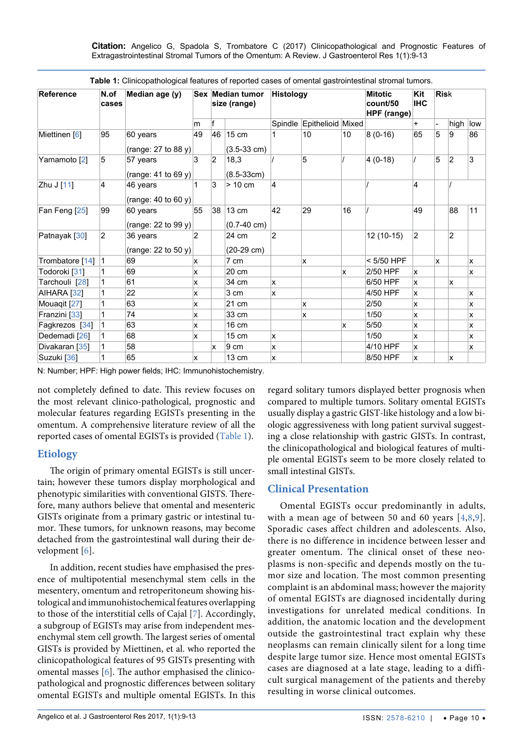**Table 1:** Clinicopathological features of reported cases of omental gastrointestinal stromal tumors.

| Reference | N.of cases | Median age (y) | Sex | | Median tumor size (range) | Histology | | | Mitotic count/50 HPF (range) | Kit IHC | | Risk | |
|---|---|---|---|---|---|---|---|---|---|---|---|---|---|
| | | | m | f | | Spindle | Epithelioid | Mixed | | + | - | high | low |
| Miettinen [6] | 95 | 60 years (range: 27 to 88 y) | 49 | 46 | 15 cm (3.5-33 cm) | 1 | 10 | 10 | 8 (0-16) | 65 | 5 | 9 | 86 |
| Yamamoto [2] | 5 | 57 years (range: 41 to 69 y) | 3 | 2 | 18,3 (8.5-33cm) | / | 5 | / | 4 (0-18) | / | 5 | 2 | 3 |
| Zhu J [11] | 4 | 46 years (range: 40 to 60 y) | 1 | 3 | > 10 cm | 4 | | | / | 4 | | / | |
| Fan Feng [25] | 99 | 60 years (range: 22 to 99 y) | 55 | 38 | 13 cm (0.7-40 cm) | 42 | 29 | 16 | / | 49 | | 88 | 11 |
| Patnayak [30] | 2 | 36 years (range: 22 to 50 y) | 2 | | 24 cm (20-29 cm) | 2 | | | 12 (10-15) | 2 | | 2 | |
| Trombatore [14] | 1 | 69 | x | | 7 cm | | x | | < 5/50 HPF | | x | | x |
| Todoroki [31] | 1 | 69 | x | | 20 cm | | | x | 2/50 HPF | x | | | x |
| Tarchouli [28] | 1 | 61 | x | | 34 cm | x | | | 6/50 HPF | x | | x | |
| AIHARA [32] | 1 | 22 | x | | 3 cm | x | | | 4/50 HPF | x | | | x |
| Mouaqit [27] | 1 | 63 | x | | 21 cm | | x | | 2/50 | x | | | x |
| Franzini [33] | 1 | 74 | x | | 33 cm | | x | | 1/50 | x | | | x |
| Fagkrezos [34] | 1 | 63 | x | | 16 cm | | | x | 5/50 | x | | | x |
| Dedemadi [26] | 1 | 68 | x | | 15 cm | x | | | 1/50 | x | | | x |
| Divakaran [35] | 1 | 58 | | x | 9 cm | x | | | 4/10 HPF | x | | | x |
| Suzuki [36] | 1 | 65 | x | | 13 cm | x | | | 8/50 HPF | x | | x | |

N: Number; HPF: High power fields; IHC: Immunohistochemistry.

not completely defined to date. This review focuses on the most relevant clinico-pathological, prognostic and molecular features regarding EGISTs presenting in the omentum. A comprehensive literature review of all the reported cases of omental EGISTs is provided (Table 1).

## Etiology

The origin of primary omental EGISTs is still uncertain; however these tumors display morphological and phenotypic similarities with conventional GISTS. Therefore, many authors believe that omental and mesenteric GISTs originate from a primary gastric or intestinal tumor. These tumors, for unknown reasons, may become detached from the gastrointestinal wall during their development [6].

In addition, recent studies have emphasised the presence of multipotential mesenchymal stem cells in the mesentery, omentum and retroperitoneum showing histological and immunohistochemical features overlapping to those of the interstitial cells of Cajal [7]. Accordingly, a subgroup of EGISTs may arise from independent mesenchymal stem cell growth. The largest series of omental GISTs is provided by Miettinen, et al. who reported the clinicopathological features of 95 GISTs presenting with omental masses [6]. The author emphasised the clinicopathological and prognostic differences between solitary omental EGISTs and multiple omental EGISTs. In this regard solitary tumors displayed better prognosis when compared to multiple tumors. Solitary omental EGISTs usually display a gastric GIST-like histology and a low biologic aggressiveness with long patient survival suggesting a close relationship with gastric GISTs. In contrast, the clinicopathological and biological features of multiple omental EGISTs seem to be more closely related to small intestinal GISTs.

## Clinical Presentation

Omental EGISTs occur predominantly in adults, with a mean age of between 50 and 60 years [4,8,9]. Sporadic cases affect children and adolescents. Also, there is no difference in incidence between lesser and greater omentum. The clinical onset of these neoplasms is non-specific and depends mostly on the tumor size and location. The most common presenting complaint is an abdominal mass; however the majority of omental EGISTs are diagnosed incidentally during investigations for unrelated medical conditions. In addition, the anatomic location and the development outside the gastrointestinal tract explain why these neoplasms can remain clinically silent for a long time despite large tumor size. Hence most omental EGISTs cases are diagnosed at a late stage, leading to a difficult surgical management of the patients and thereby resulting in worse clinical outcomes.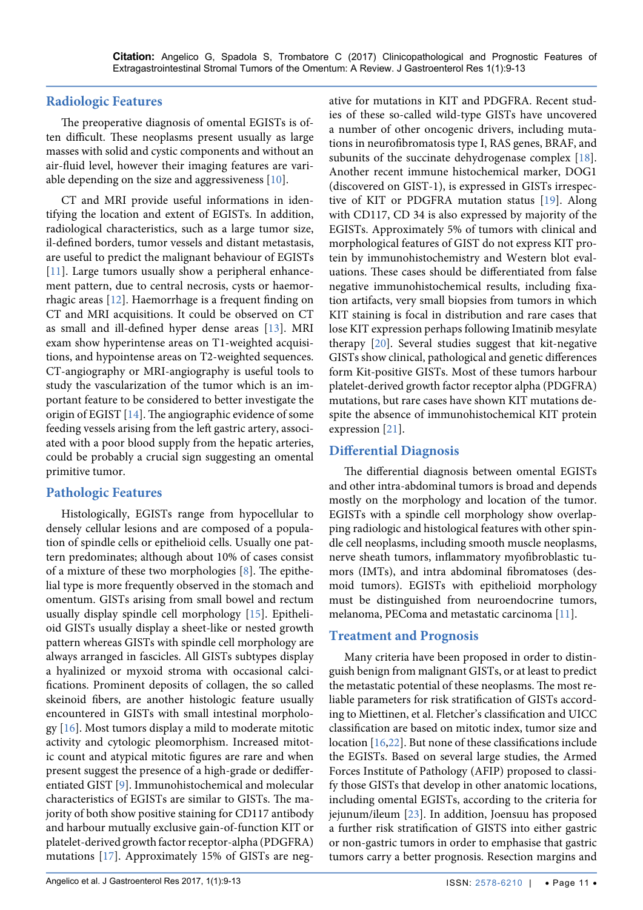## Radiologic Features

The preoperative diagnosis of omental EGISTs is often difficult. These neoplasms present usually as large masses with solid and cystic components and without an air-fluid level, however their imaging features are variable depending on the size and aggressiveness [10].

CT and MRI provide useful informations in identifying the location and extent of EGISTs. In addition, radiological characteristics, such as a large tumor size, il-defined borders, tumor vessels and distant metastasis, are useful to predict the malignant behaviour of EGISTs [11]. Large tumors usually show a peripheral enhancement pattern, due to central necrosis, cysts or haemorrhagic areas [12]. Haemorrhage is a frequent finding on CT and MRI acquisitions. It could be observed on CT as small and ill-defined hyper dense areas [13]. MRI exam show hyperintense areas on T1-weighted acquisitions, and hypointense areas on T2-weighted sequences. CT-angiography or MRI-angiography is useful tools to study the vascularization of the tumor which is an important feature to be considered to better investigate the origin of EGIST [14]. The angiographic evidence of some feeding vessels arising from the left gastric artery, associated with a poor blood supply from the hepatic arteries, could be probably a crucial sign suggesting an omental primitive tumor.

## Pathologic Features

Histologically, EGISTs range from hypocellular to densely cellular lesions and are composed of a population of spindle cells or epithelioid cells. Usually one pattern predominates; although about 10% of cases consist of a mixture of these two morphologies [8]. The epithelial type is more frequently observed in the stomach and omentum. GISTs arising from small bowel and rectum usually display spindle cell morphology [15]. Epithelioid GISTs usually display a sheet-like or nested growth pattern whereas GISTs with spindle cell morphology are always arranged in fascicles. All GISTs subtypes display a hyalinized or myxoid stroma with occasional calcifications. Prominent deposits of collagen, the so called skeinoid fibers, are another histologic feature usually encountered in GISTs with small intestinal morphology [16]. Most tumors display a mild to moderate mitotic activity and cytologic pleomorphism. Increased mitotic count and atypical mitotic figures are rare and when present suggest the presence of a high-grade or dedifferentiated GIST [9]. Immunohistochemical and molecular characteristics of EGISTs are similar to GISTs. The majority of both show positive staining for CD117 antibody and harbour mutually exclusive gain-of-function KIT or platelet-derived growth factor receptor-alpha (PDGFRA) mutations [17]. Approximately 15% of GISTs are negative for mutations in KIT and PDGFRA. Recent studies of these so-called wild-type GISTs have uncovered a number of other oncogenic drivers, including mutations in neurofibromatosis type I, RAS genes, BRAF, and subunits of the succinate dehydrogenase complex [18]. Another recent immune histochemical marker, DOG1 (discovered on GIST-1), is expressed in GISTs irrespective of KIT or PDGFRA mutation status [19]. Along with CD117, CD 34 is also expressed by majority of the EGISTs. Approximately 5% of tumors with clinical and morphological features of GIST do not express KIT protein by immunohistochemistry and Western blot evaluations. These cases should be differentiated from false negative immunohistochemical results, including fixation artifacts, very small biopsies from tumors in which KIT staining is focal in distribution and rare cases that lose KIT expression perhaps following Imatinib mesylate therapy [20]. Several studies suggest that kit-negative GISTs show clinical, pathological and genetic differences form Kit-positive GISTs. Most of these tumors harbour platelet-derived growth factor receptor alpha (PDGFRA) mutations, but rare cases have shown KIT mutations despite the absence of immunohistochemical KIT protein expression [21].

## Differential Diagnosis

The differential diagnosis between omental EGISTs and other intra-abdominal tumors is broad and depends mostly on the morphology and location of the tumor. EGISTs with a spindle cell morphology show overlapping radiologic and histological features with other spindle cell neoplasms, including smooth muscle neoplasms, nerve sheath tumors, inflammatory myofibroblastic tumors (IMTs), and intra abdominal fibromatoses (desmoid tumors). EGISTs with epithelioid morphology must be distinguished from neuroendocrine tumors, melanoma, PEComa and metastatic carcinoma [11].

## Treatment and Prognosis

Many criteria have been proposed in order to distinguish benign from malignant GISTs, or at least to predict the metastatic potential of these neoplasms. The most reliable parameters for risk stratification of GISTs according to Miettinen, et al. Fletcher's classification and UICC classification are based on mitotic index, tumor size and location [16,22]. But none of these classifications include the EGISTs. Based on several large studies, the Armed Forces Institute of Pathology (AFIP) proposed to classify those GISTs that develop in other anatomic locations, including omental EGISTs, according to the criteria for jejunum/ileum [23]. In addition, Joensuu has proposed a further risk stratification of GISTS into either gastric or non-gastric tumors in order to emphasise that gastric tumors carry a better prognosis. Resection margins and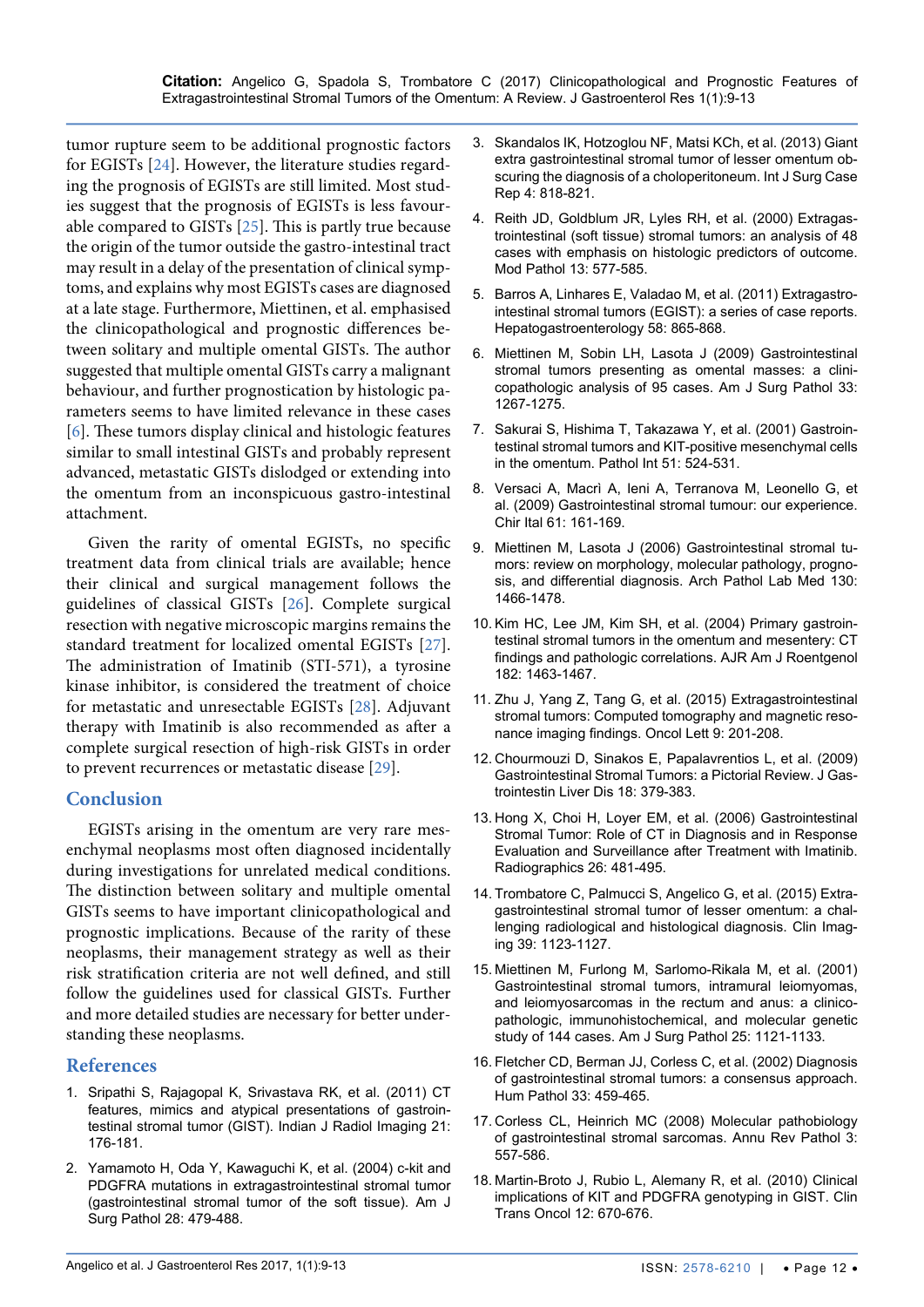tumor rupture seem to be additional prognostic factors for EGISTs [24]. However, the literature studies regarding the prognosis of EGISTs are still limited. Most studies suggest that the prognosis of EGISTs is less favourable compared to GISTs [25]. This is partly true because the origin of the tumor outside the gastro-intestinal tract may result in a delay of the presentation of clinical symptoms, and explains why most EGISTs cases are diagnosed at a late stage. Furthermore, Miettinen, et al. emphasised the clinicopathological and prognostic differences between solitary and multiple omental GISTs. The author suggested that multiple omental GISTs carry a malignant behaviour, and further prognostication by histologic parameters seems to have limited relevance in these cases [6]. These tumors display clinical and histologic features similar to small intestinal GISTs and probably represent advanced, metastatic GISTs dislodged or extending into the omentum from an inconspicuous gastro-intestinal attachment.

Given the rarity of omental EGISTs, no specific treatment data from clinical trials are available; hence their clinical and surgical management follows the guidelines of classical GISTs [26]. Complete surgical resection with negative microscopic margins remains the standard treatment for localized omental EGISTs [27]. The administration of Imatinib (STI-571), a tyrosine kinase inhibitor, is considered the treatment of choice for metastatic and unresectable EGISTs [28]. Adjuvant therapy with Imatinib is also recommended as after a complete surgical resection of high-risk GISTs in order to prevent recurrences or metastatic disease [29].

## Conclusion

EGISTs arising in the omentum are very rare mesenchymal neoplasms most often diagnosed incidentally during investigations for unrelated medical conditions. The distinction between solitary and multiple omental GISTs seems to have important clinicopathological and prognostic implications. Because of the rarity of these neoplasms, their management strategy as well as their risk stratification criteria are not well defined, and still follow the guidelines used for classical GISTs. Further and more detailed studies are necessary for better understanding these neoplasms.

## References

1. Sripathi S, Rajagopal K, Srivastava RK, et al. (2011) CT features, mimics and atypical presentations of gastrointestinal stromal tumor (GIST). Indian J Radiol Imaging 21: 176-181.
2. Yamamoto H, Oda Y, Kawaguchi K, et al. (2004) c-kit and PDGFRA mutations in extragastrointestinal stromal tumor (gastrointestinal stromal tumor of the soft tissue). Am J Surg Pathol 28: 479-488.
3. Skandalos IK, Hotzoglou NF, Matsi KCh, et al. (2013) Giant extra gastrointestinal stromal tumor of lesser omentum obscuring the diagnosis of a choloperitoneum. Int J Surg Case Rep 4: 818-821.
4. Reith JD, Goldblum JR, Lyles RH, et al. (2000) Extragastrointestinal (soft tissue) stromal tumors: an analysis of 48 cases with emphasis on histologic predictors of outcome. Mod Pathol 13: 577-585.
5. Barros A, Linhares E, Valadao M, et al. (2011) Extragastrointestinal stromal tumors (EGIST): a series of case reports. Hepatogastroenterology 58: 865-868.
6. Miettinen M, Sobin LH, Lasota J (2009) Gastrointestinal stromal tumors presenting as omental masses: a clinicopathologic analysis of 95 cases. Am J Surg Pathol 33: 1267-1275.
7. Sakurai S, Hishima T, Takazawa Y, et al. (2001) Gastrointestinal stromal tumors and KIT-positive mesenchymal cells in the omentum. Pathol Int 51: 524-531.
8. Versaci A, Macrì A, Ieni A, Terranova M, Leonello G, et al. (2009) Gastrointestinal stromal tumour: our experience. Chir Ital 61: 161-169.
9. Miettinen M, Lasota J (2006) Gastrointestinal stromal tumors: review on morphology, molecular pathology, prognosis, and differential diagnosis. Arch Pathol Lab Med 130: 1466-1478.
10. Kim HC, Lee JM, Kim SH, et al. (2004) Primary gastrointestinal stromal tumors in the omentum and mesentery: CT findings and pathologic correlations. AJR Am J Roentgenol 182: 1463-1467.
11. Zhu J, Yang Z, Tang G, et al. (2015) Extragastrointestinal stromal tumors: Computed tomography and magnetic resonance imaging findings. Oncol Lett 9: 201-208.
12. Chourmouzi D, Sinakos E, Papalavrentios L, et al. (2009) Gastrointestinal Stromal Tumors: a Pictorial Review. J Gastrointestin Liver Dis 18: 379-383.
13. Hong X, Choi H, Loyer EM, et al. (2006) Gastrointestinal Stromal Tumor: Role of CT in Diagnosis and in Response Evaluation and Surveillance after Treatment with Imatinib. Radiographics 26: 481-495.
14. Trombatore C, Palmucci S, Angelico G, et al. (2015) Extragastrointestinal stromal tumor of lesser omentum: a challenging radiological and histological diagnosis. Clin Imaging 39: 1123-1127.
15. Miettinen M, Furlong M, Sarlomo-Rikala M, et al. (2001) Gastrointestinal stromal tumors, intramural leiomyomas, and leiomyosarcomas in the rectum and anus: a clinicopathologic, immunohistochemical, and molecular genetic study of 144 cases. Am J Surg Pathol 25: 1121-1133.
16. Fletcher CD, Berman JJ, Corless C, et al. (2002) Diagnosis of gastrointestinal stromal tumors: a consensus approach. Hum Pathol 33: 459-465.
17. Corless CL, Heinrich MC (2008) Molecular pathobiology of gastrointestinal stromal sarcomas. Annu Rev Pathol 3: 557-586.
18. Martin-Broto J, Rubio L, Alemany R, et al. (2010) Clinical implications of KIT and PDGFRA genotyping in GIST. Clin Trans Oncol 12: 670-676.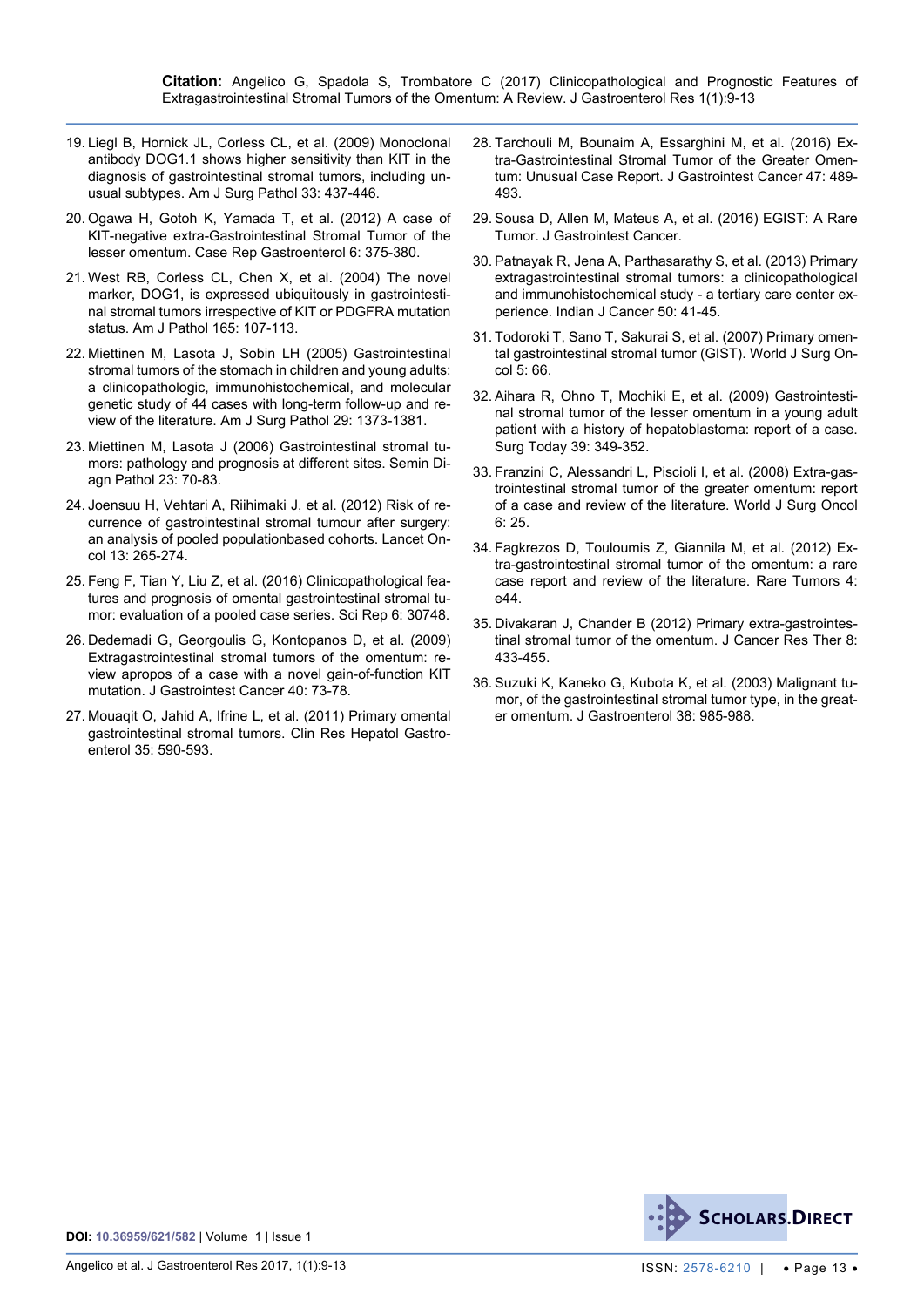19. Liegl B, Hornick JL, Corless CL, et al. (2009) Monoclonal antibody DOG1.1 shows higher sensitivity than KIT in the diagnosis of gastrointestinal stromal tumors, including unusual subtypes. Am J Surg Pathol 33: 437-446.

20. Ogawa H, Gotoh K, Yamada T, et al. (2012) A case of KIT-negative extra-Gastrointestinal Stromal Tumor of the lesser omentum. Case Rep Gastroenterol 6: 375-380.

21. West RB, Corless CL, Chen X, et al. (2004) The novel marker, DOG1, is expressed ubiquitously in gastrointestinal stromal tumors irrespective of KIT or PDGFRA mutation status. Am J Pathol 165: 107-113.

22. Miettinen M, Lasota J, Sobin LH (2005) Gastrointestinal stromal tumors of the stomach in children and young adults: a clinicopathologic, immunohistochemical, and molecular genetic study of 44 cases with long-term follow-up and review of the literature. Am J Surg Pathol 29: 1373-1381.

23. Miettinen M, Lasota J (2006) Gastrointestinal stromal tumors: pathology and prognosis at different sites. Semin Diagn Pathol 23: 70-83.

24. Joensuu H, Vehtari A, Riihimaki J, et al. (2012) Risk of recurrence of gastrointestinal stromal tumour after surgery: an analysis of pooled populationbased cohorts. Lancet Oncol 13: 265-274.

25. Feng F, Tian Y, Liu Z, et al. (2016) Clinicopathological features and prognosis of omental gastrointestinal stromal tumor: evaluation of a pooled case series. Sci Rep 6: 30748.

26. Dedemadi G, Georgoulis G, Kontopanos D, et al. (2009) Extragastrointestinal stromal tumors of the omentum: review apropos of a case with a novel gain-of-function KIT mutation. J Gastrointest Cancer 40: 73-78.

27. Mouaqit O, Jahid A, Ifrine L, et al. (2011) Primary omental gastrointestinal stromal tumors. Clin Res Hepatol Gastroenterol 35: 590-593.

28. Tarchouli M, Bounaim A, Essarghini M, et al. (2016) Extra-Gastrointestinal Stromal Tumor of the Greater Omentum: Unusual Case Report. J Gastrointest Cancer 47: 489-493.

29. Sousa D, Allen M, Mateus A, et al. (2016) EGIST: A Rare Tumor. J Gastrointest Cancer.

30. Patnayak R, Jena A, Parthasarathy S, et al. (2013) Primary extragastrointestinal stromal tumors: a clinicopathological and immunohistochemical study - a tertiary care center experience. Indian J Cancer 50: 41-45.

31. Todoroki T, Sano T, Sakurai S, et al. (2007) Primary omental gastrointestinal stromal tumor (GIST). World J Surg Oncol 5: 66.

32. Aihara R, Ohno T, Mochiki E, et al. (2009) Gastrointestinal stromal tumor of the lesser omentum in a young adult patient with a history of hepatoblastoma: report of a case. Surg Today 39: 349-352.

33. Franzini C, Alessandri L, Piscioli I, et al. (2008) Extra-gastrointestinal stromal tumor of the greater omentum: report of a case and review of the literature. World J Surg Oncol 6: 25.

34. Fagkrezos D, Touloumis Z, Giannila M, et al. (2012) Extra-gastrointestinal stromal tumor of the omentum: a rare case report and review of the literature. Rare Tumors 4: e44.

35. Divakaran J, Chander B (2012) Primary extra-gastrointestinal stromal tumor of the omentum. J Cancer Res Ther 8: 433-455.

36. Suzuki K, Kaneko G, Kubota K, et al. (2003) Malignant tumor, of the gastrointestinal stromal tumor type, in the greater omentum. J Gastroenterol 38: 985-988.